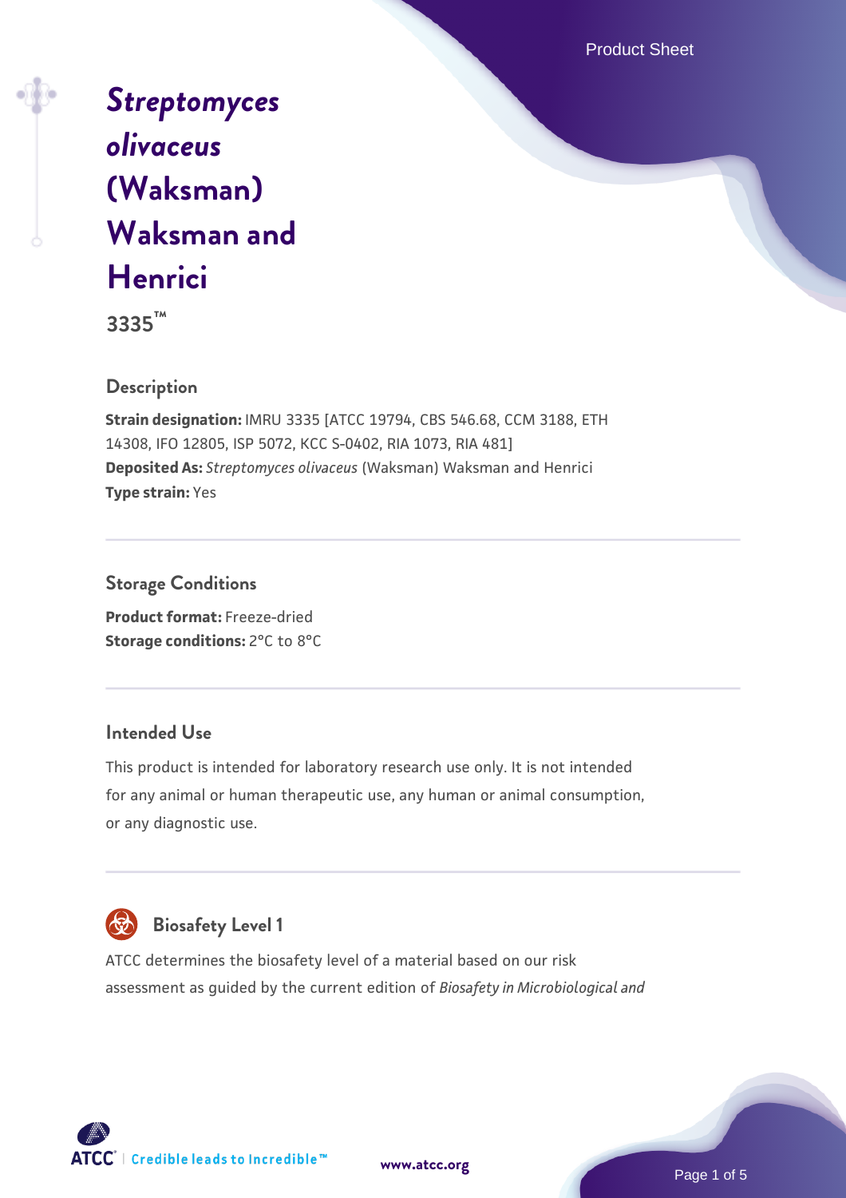# *Streptomyces olivaceus* (Waksman) Waksman and Henrici

**3335™**

## Description

**Strain designation:** IMRU 3335 [ATCC 19794, CBS 546.68, CCM 3188, ETH 14308, IFO 12805, ISP 5072, KCC S-0402, RIA 1073, RIA 481]
**Deposited As:** *Streptomyces olivaceus* (Waksman) Waksman and Henrici
**Type strain:** Yes

## Storage Conditions

**Product format:** Freeze-dried
**Storage conditions:** 2°C to 8°C

## Intended Use

This product is intended for laboratory research use only. It is not intended for any animal or human therapeutic use, any human or animal consumption, or any diagnostic use.

## Biosafety Level 1

ATCC determines the biosafety level of a material based on our risk assessment as guided by the current edition of *Biosafety in Microbiological and*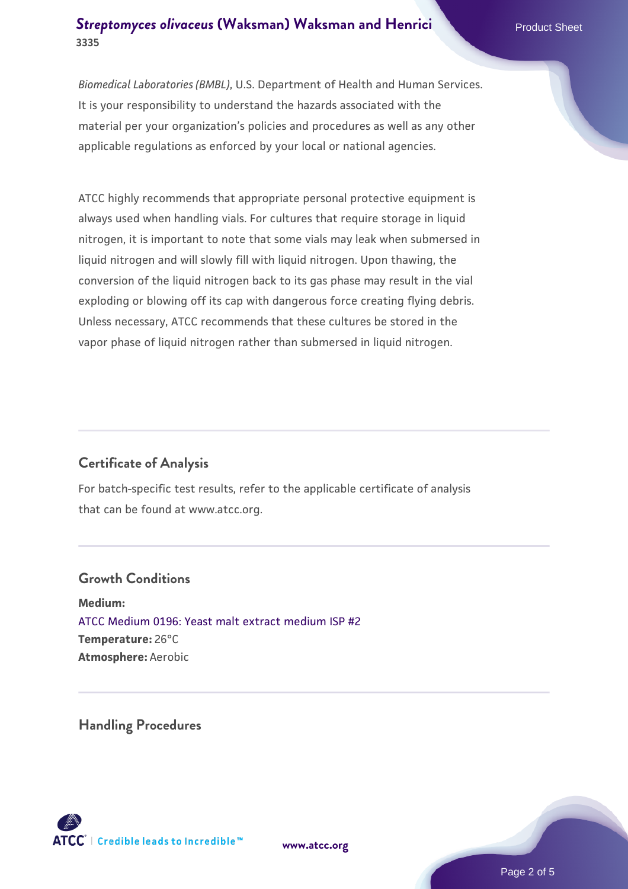*Biomedical Laboratories (BMBL)*, U.S. Department of Health and Human Services. It is your responsibility to understand the hazards associated with the material per your organization's policies and procedures as well as any other applicable regulations as enforced by your local or national agencies.

ATCC highly recommends that appropriate personal protective equipment is always used when handling vials. For cultures that require storage in liquid nitrogen, it is important to note that some vials may leak when submersed in liquid nitrogen and will slowly fill with liquid nitrogen. Upon thawing, the conversion of the liquid nitrogen back to its gas phase may result in the vial exploding or blowing off its cap with dangerous force creating flying debris. Unless necessary, ATCC recommends that these cultures be stored in the vapor phase of liquid nitrogen rather than submersed in liquid nitrogen.

## Certificate of Analysis

For batch-specific test results, refer to the applicable certificate of analysis that can be found at www.atcc.org.

## Growth Conditions

**Medium:**
ATCC Medium 0196: Yeast malt extract medium ISP #2
**Temperature:** 26°C
**Atmosphere:** Aerobic

## Handling Procedures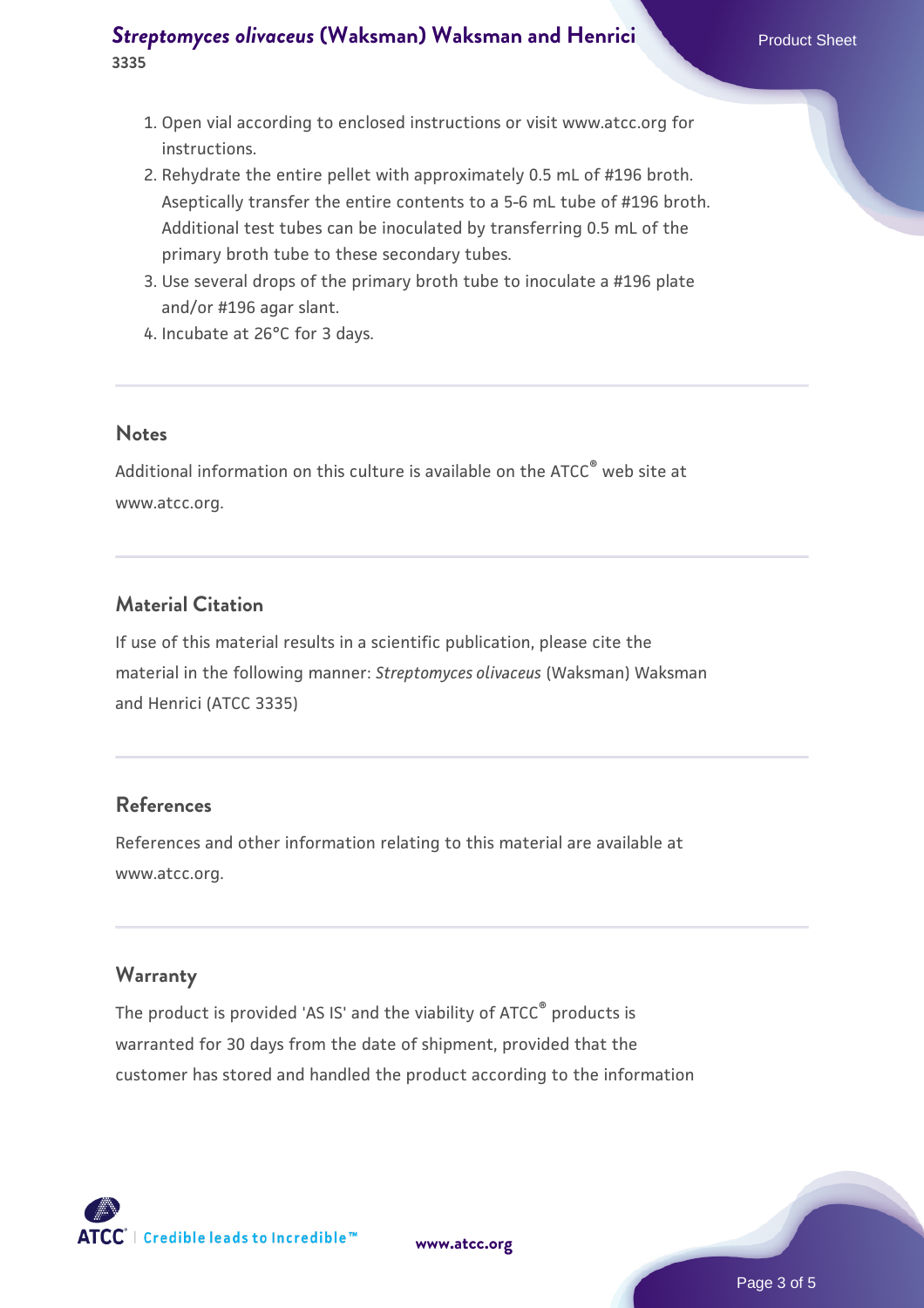1. Open vial according to enclosed instructions or visit www.atcc.org for instructions.
2. Rehydrate the entire pellet with approximately 0.5 mL of #196 broth. Aseptically transfer the entire contents to a 5-6 mL tube of #196 broth. Additional test tubes can be inoculated by transferring 0.5 mL of the primary broth tube to these secondary tubes.
3. Use several drops of the primary broth tube to inoculate a #196 plate and/or #196 agar slant.
4. Incubate at 26°C for 3 days.

## Notes

Additional information on this culture is available on the ATCC® web site at www.atcc.org.

## Material Citation

If use of this material results in a scientific publication, please cite the material in the following manner: *Streptomyces olivaceus* (Waksman) Waksman and Henrici (ATCC 3335)

## References

References and other information relating to this material are available at www.atcc.org.

## Warranty

The product is provided 'AS IS' and the viability of ATCC® products is warranted for 30 days from the date of shipment, provided that the customer has stored and handled the product according to the information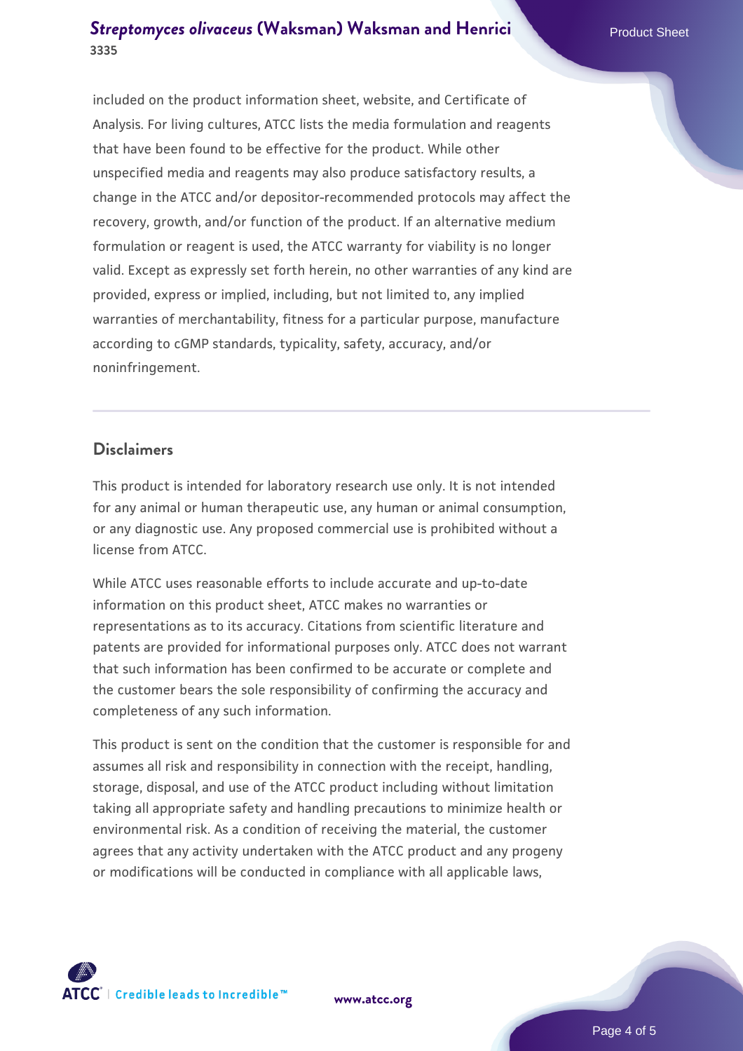included on the product information sheet, website, and Certificate of Analysis. For living cultures, ATCC lists the media formulation and reagents that have been found to be effective for the product. While other unspecified media and reagents may also produce satisfactory results, a change in the ATCC and/or depositor-recommended protocols may affect the recovery, growth, and/or function of the product. If an alternative medium formulation or reagent is used, the ATCC warranty for viability is no longer valid. Except as expressly set forth herein, no other warranties of any kind are provided, express or implied, including, but not limited to, any implied warranties of merchantability, fitness for a particular purpose, manufacture according to cGMP standards, typicality, safety, accuracy, and/or noninfringement.

## Disclaimers

This product is intended for laboratory research use only. It is not intended for any animal or human therapeutic use, any human or animal consumption, or any diagnostic use. Any proposed commercial use is prohibited without a license from ATCC.

While ATCC uses reasonable efforts to include accurate and up-to-date information on this product sheet, ATCC makes no warranties or representations as to its accuracy. Citations from scientific literature and patents are provided for informational purposes only. ATCC does not warrant that such information has been confirmed to be accurate or complete and the customer bears the sole responsibility of confirming the accuracy and completeness of any such information.

This product is sent on the condition that the customer is responsible for and assumes all risk and responsibility in connection with the receipt, handling, storage, disposal, and use of the ATCC product including without limitation taking all appropriate safety and handling precautions to minimize health or environmental risk. As a condition of receiving the material, the customer agrees that any activity undertaken with the ATCC product and any progeny or modifications will be conducted in compliance with all applicable laws,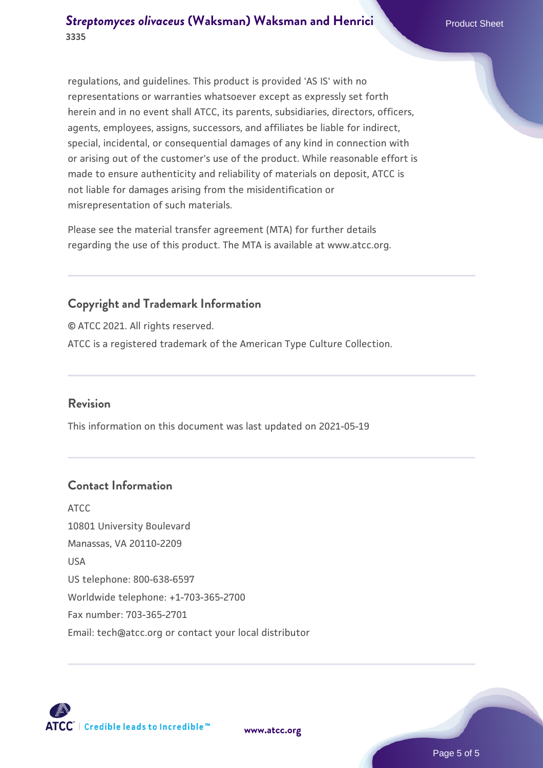regulations, and guidelines. This product is provided 'AS IS' with no representations or warranties whatsoever except as expressly set forth herein and in no event shall ATCC, its parents, subsidiaries, directors, officers, agents, employees, assigns, successors, and affiliates be liable for indirect, special, incidental, or consequential damages of any kind in connection with or arising out of the customer's use of the product. While reasonable effort is made to ensure authenticity and reliability of materials on deposit, ATCC is not liable for damages arising from the misidentification or misrepresentation of such materials.

Please see the material transfer agreement (MTA) for further details regarding the use of this product. The MTA is available at www.atcc.org.

## Copyright and Trademark Information

© ATCC 2021. All rights reserved.

ATCC is a registered trademark of the American Type Culture Collection.

## Revision

This information on this document was last updated on 2021-05-19

## Contact Information

ATCC
10801 University Boulevard
Manassas, VA 20110-2209
USA
US telephone: 800-638-6597
Worldwide telephone: +1-703-365-2700
Fax number: 703-365-2701
Email: tech@atcc.org or contact your local distributor